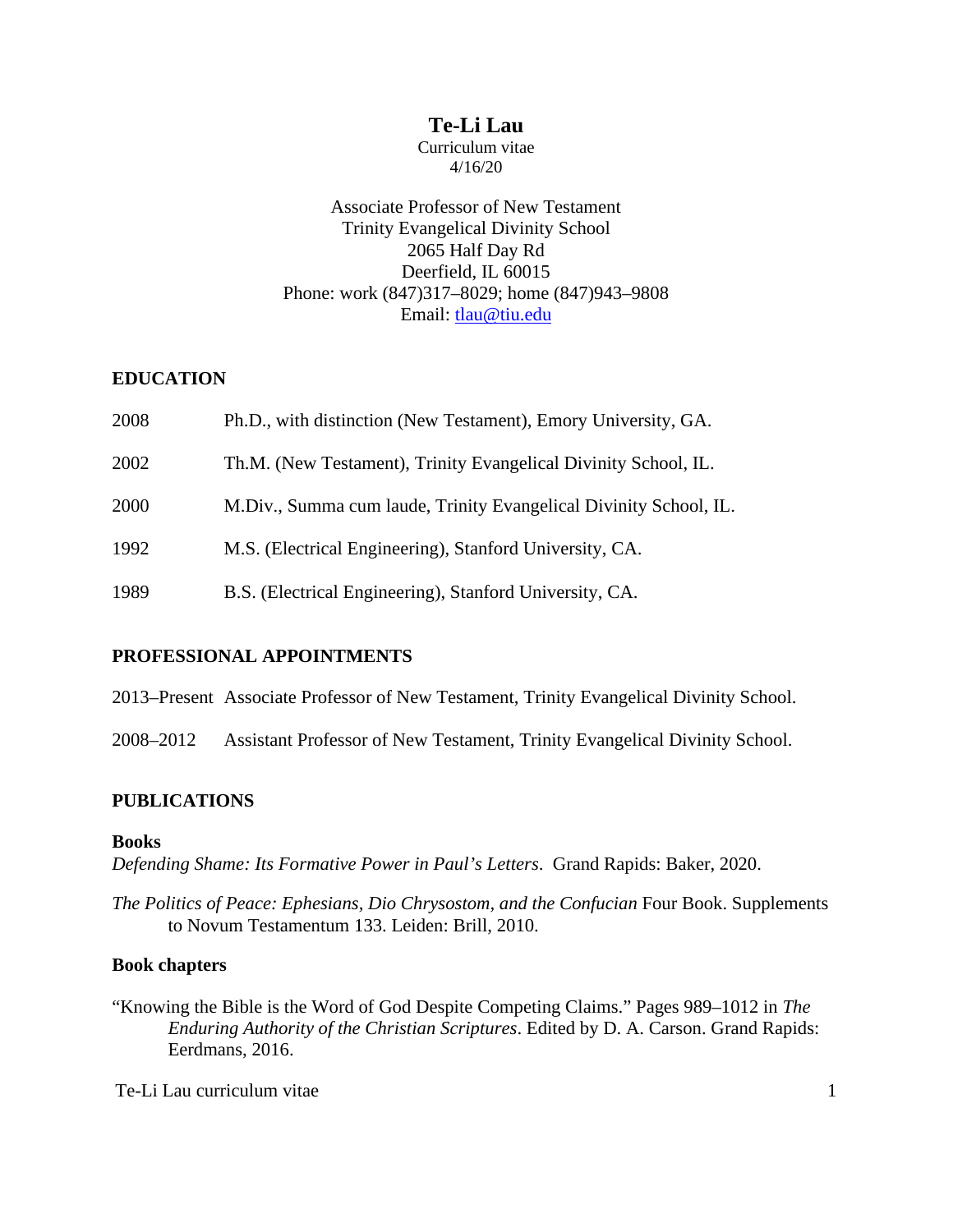# Te-Li Lau

Curriculum vitae
4/16/20

Associate Professor of New Testament
Trinity Evangelical Divinity School
2065 Half Day Rd
Deerfield, IL 60015
Phone: work (847)317–8029; home (847)943–9808
Email: tlau@tiu.edu

## EDUCATION

| | |
|---|---|
| 2008 | Ph.D., with distinction (New Testament), Emory University, GA. |
| 2002 | Th.M. (New Testament), Trinity Evangelical Divinity School, IL. |
| 2000 | M.Div., Summa cum laude, Trinity Evangelical Divinity School, IL. |
| 1992 | M.S. (Electrical Engineering), Stanford University, CA. |
| 1989 | B.S. (Electrical Engineering), Stanford University, CA. |

## PROFESSIONAL APPOINTMENTS

| | |
|---|---|
| 2013–Present | Associate Professor of New Testament, Trinity Evangelical Divinity School. |
| 2008–2012 | Assistant Professor of New Testament, Trinity Evangelical Divinity School. |

## PUBLICATIONS

### Books

*Defending Shame: Its Formative Power in Paul's Letters*. Grand Rapids: Baker, 2020.

*The Politics of Peace: Ephesians, Dio Chrysostom, and the Confucian* Four Book. Supplements to Novum Testamentum 133. Leiden: Brill, 2010.

### Book chapters

"Knowing the Bible is the Word of God Despite Competing Claims." Pages 989–1012 in *The Enduring Authority of the Christian Scriptures*. Edited by D. A. Carson. Grand Rapids: Eerdmans, 2016.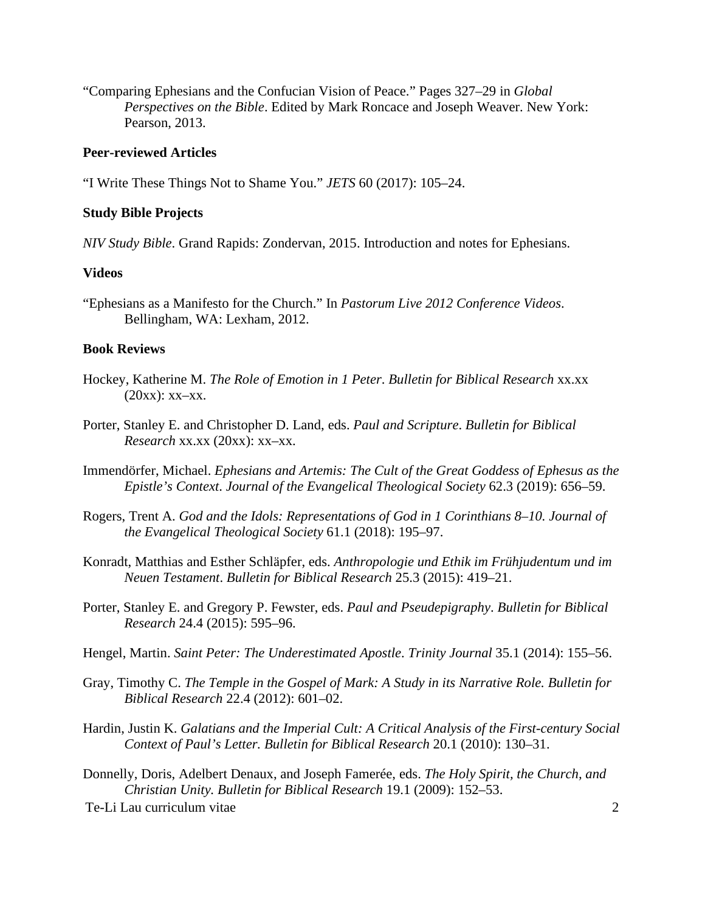"Comparing Ephesians and the Confucian Vision of Peace." Pages 327–29 in *Global Perspectives on the Bible*. Edited by Mark Roncace and Joseph Weaver. New York: Pearson, 2013.

**Peer-reviewed Articles**

"I Write These Things Not to Shame You." *JETS* 60 (2017): 105–24.

**Study Bible Projects**

*NIV Study Bible*. Grand Rapids: Zondervan, 2015. Introduction and notes for Ephesians.

**Videos**

"Ephesians as a Manifesto for the Church." In *Pastorum Live 2012 Conference Videos*. Bellingham, WA: Lexham, 2012.

**Book Reviews**

Hockey, Katherine M. *The Role of Emotion in 1 Peter*. *Bulletin for Biblical Research* xx.xx (20xx): xx–xx.

Porter, Stanley E. and Christopher D. Land, eds. *Paul and Scripture*. *Bulletin for Biblical Research* xx.xx (20xx): xx–xx.

Immendörfer, Michael. *Ephesians and Artemis: The Cult of the Great Goddess of Ephesus as the Epistle's Context*. *Journal of the Evangelical Theological Society* 62.3 (2019): 656–59.

Rogers, Trent A. *God and the Idols: Representations of God in 1 Corinthians 8–10. Journal of the Evangelical Theological Society* 61.1 (2018): 195–97.

Konradt, Matthias and Esther Schläpfer, eds. *Anthropologie und Ethik im Frühjudentum und im Neuen Testament*. *Bulletin for Biblical Research* 25.3 (2015): 419–21.

Porter, Stanley E. and Gregory P. Fewster, eds. *Paul and Pseudepigraphy*. *Bulletin for Biblical Research* 24.4 (2015): 595–96.

Hengel, Martin. *Saint Peter: The Underestimated Apostle*. *Trinity Journal* 35.1 (2014): 155–56.

Gray, Timothy C. *The Temple in the Gospel of Mark: A Study in its Narrative Role. Bulletin for Biblical Research* 22.4 (2012): 601–02.

Hardin, Justin K. *Galatians and the Imperial Cult: A Critical Analysis of the First-century Social Context of Paul's Letter. Bulletin for Biblical Research* 20.1 (2010): 130–31.

Donnelly, Doris, Adelbert Denaux, and Joseph Famerée, eds. *The Holy Spirit, the Church, and Christian Unity. Bulletin for Biblical Research* 19.1 (2009): 152–53.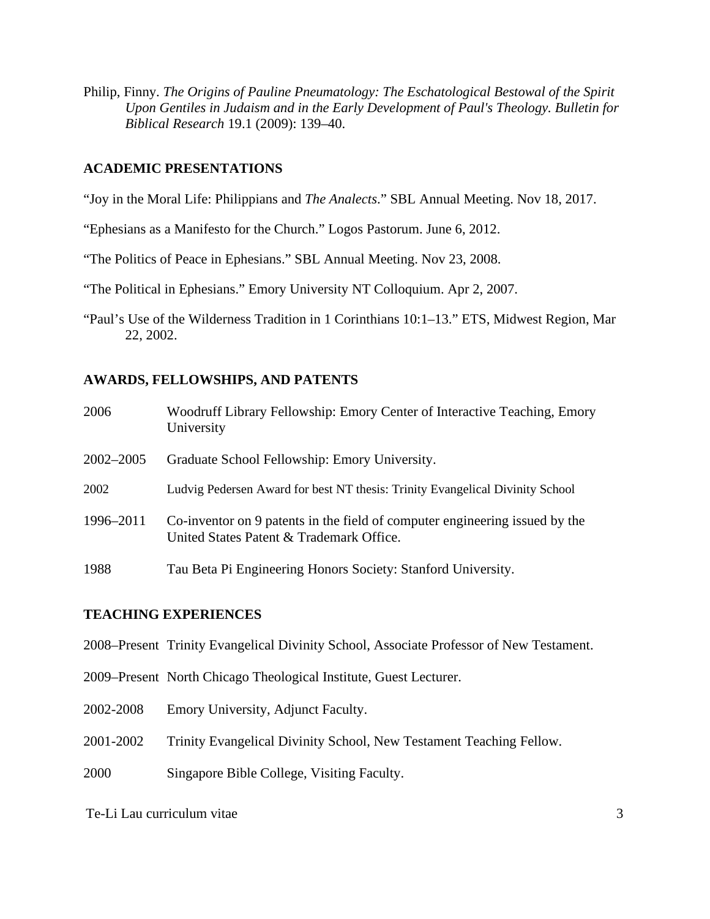Philip, Finny. *The Origins of Pauline Pneumatology: The Eschatological Bestowal of the Spirit Upon Gentiles in Judaism and in the Early Development of Paul's Theology. Bulletin for Biblical Research* 19.1 (2009): 139–40.

## ACADEMIC PRESENTATIONS

"Joy in the Moral Life: Philippians and *The Analects*." SBL Annual Meeting. Nov 18, 2017.

"Ephesians as a Manifesto for the Church." Logos Pastorum. June 6, 2012.

"The Politics of Peace in Ephesians." SBL Annual Meeting. Nov 23, 2008.

"The Political in Ephesians." Emory University NT Colloquium. Apr 2, 2007.

"Paul's Use of the Wilderness Tradition in 1 Corinthians 10:1–13." ETS, Midwest Region, Mar 22, 2002.

## AWARDS, FELLOWSHIPS, AND PATENTS

| | |
|---|---|
| 2006 | Woodruff Library Fellowship: Emory Center of Interactive Teaching, Emory University |
| 2002–2005 | Graduate School Fellowship: Emory University. |
| 2002 | Ludvig Pedersen Award for best NT thesis: Trinity Evangelical Divinity School |
| 1996–2011 | Co-inventor on 9 patents in the field of computer engineering issued by the United States Patent & Trademark Office. |
| 1988 | Tau Beta Pi Engineering Honors Society: Stanford University. |

## TEACHING EXPERIENCES

| | |
|---|---|
| 2008–Present | Trinity Evangelical Divinity School, Associate Professor of New Testament. |
| 2009–Present | North Chicago Theological Institute, Guest Lecturer. |
| 2002-2008 | Emory University, Adjunct Faculty. |
| 2001-2002 | Trinity Evangelical Divinity School, New Testament Teaching Fellow. |
| 2000 | Singapore Bible College, Visiting Faculty. |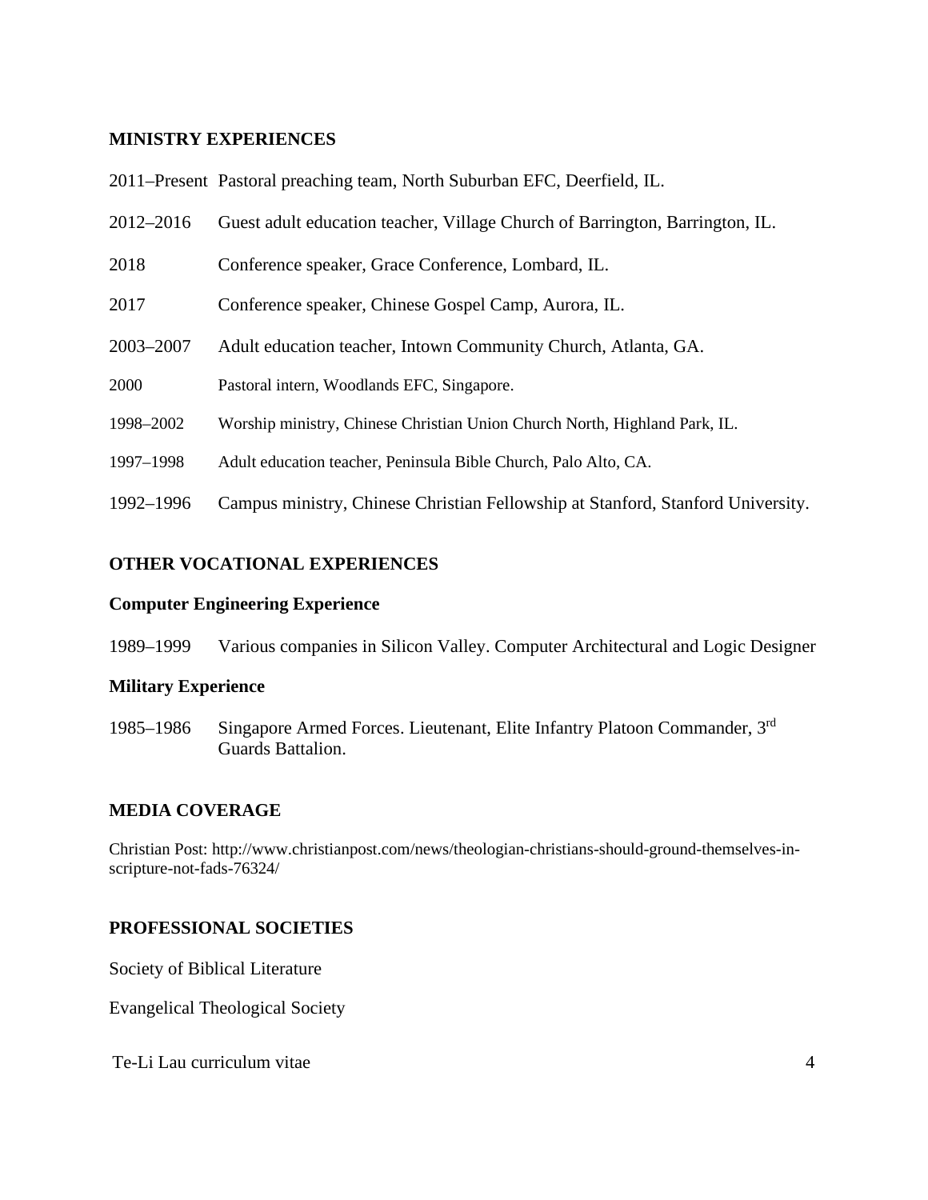## MINISTRY EXPERIENCES

2011–Present Pastoral preaching team, North Suburban EFC, Deerfield, IL.

2012–2016 Guest adult education teacher, Village Church of Barrington, Barrington, IL.

2018 Conference speaker, Grace Conference, Lombard, IL.

2017 Conference speaker, Chinese Gospel Camp, Aurora, IL.

2003–2007 Adult education teacher, Intown Community Church, Atlanta, GA.

2000 Pastoral intern, Woodlands EFC, Singapore.

1998–2002 Worship ministry, Chinese Christian Union Church North, Highland Park, IL.

1997–1998 Adult education teacher, Peninsula Bible Church, Palo Alto, CA.

1992–1996 Campus ministry, Chinese Christian Fellowship at Stanford, Stanford University.

## OTHER VOCATIONAL EXPERIENCES

### Computer Engineering Experience

1989–1999 Various companies in Silicon Valley. Computer Architectural and Logic Designer

### Military Experience

1985–1986 Singapore Armed Forces. Lieutenant, Elite Infantry Platoon Commander, 3rd Guards Battalion.

## MEDIA COVERAGE

Christian Post: http://www.christianpost.com/news/theologian-christians-should-ground-themselves-in-scripture-not-fads-76324/

## PROFESSIONAL SOCIETIES

Society of Biblical Literature

Evangelical Theological Society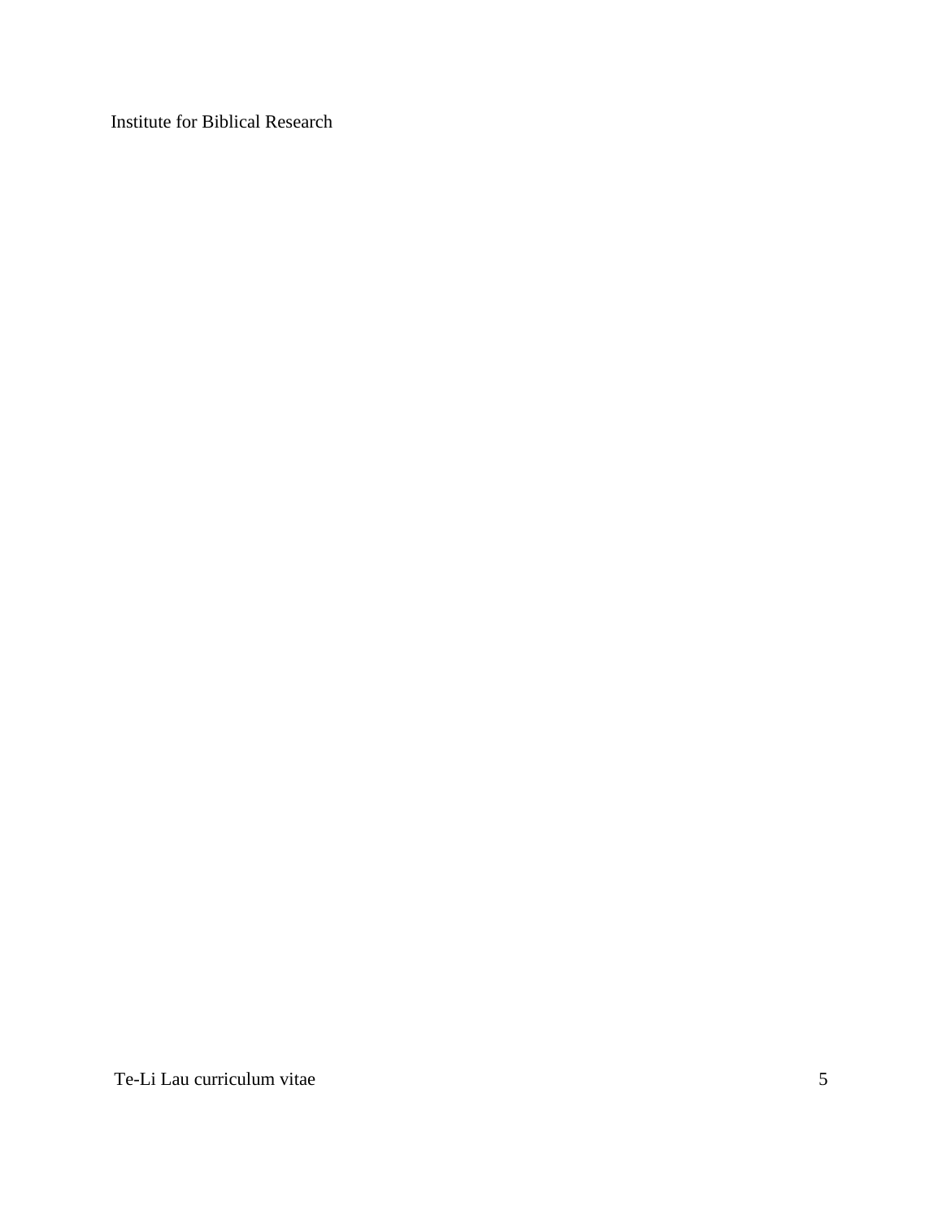Institute for Biblical Research